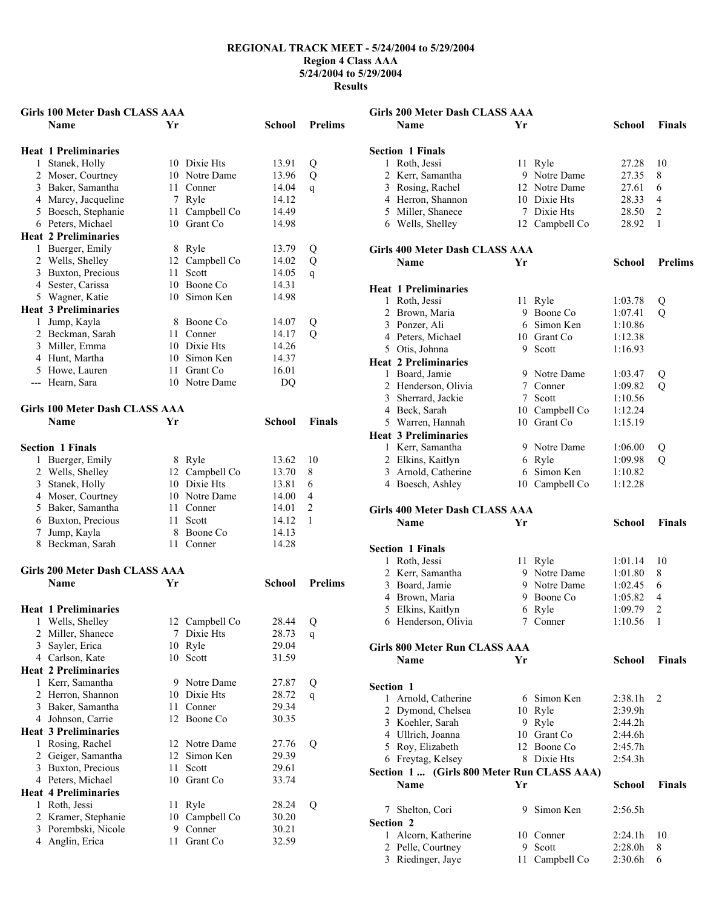# REGIONAL TRACK MEET - 5/24/2004 to 5/29/2004

**Region 4 Class AAA**
**5/24/2004 to 5/29/2004**
**Results**

## Girls 100 Meter Dash CLASS AAA

| | Name | Yr | School | Prelims | |
|---|---|---|---|---|---|
| **Heat 1 Preliminaries** | | | | | |
| 1 | Stanek, Holly | 10 | Dixie Hts | 13.91 | Q |
| 2 | Moser, Courtney | 10 | Notre Dame | 13.96 | Q |
| 3 | Baker, Samantha | 11 | Conner | 14.04 | q |
| 4 | Marcy, Jacqueline | 7 | Ryle | 14.12 | |
| 5 | Boesch, Stephanie | 11 | Campbell Co | 14.49 | |
| 6 | Peters, Michael | 10 | Grant Co | 14.98 | |
| **Heat 2 Preliminaries** | | | | | |
| 1 | Buerger, Emily | 8 | Ryle | 13.79 | Q |
| 2 | Wells, Shelley | 12 | Campbell Co | 14.02 | Q |
| 3 | Buxton, Precious | 11 | Scott | 14.05 | q |
| 4 | Sester, Carissa | 10 | Boone Co | 14.31 | |
| 5 | Wagner, Katie | 10 | Simon Ken | 14.98 | |
| **Heat 3 Preliminaries** | | | | | |
| 1 | Jump, Kayla | 8 | Boone Co | 14.07 | Q |
| 2 | Beckman, Sarah | 11 | Conner | 14.17 | Q |
| 3 | Miller, Emma | 10 | Dixie Hts | 14.26 | |
| 4 | Hunt, Martha | 10 | Simon Ken | 14.37 | |
| 5 | Howe, Lauren | 11 | Grant Co | 16.01 | |
| --- | Hearn, Sara | 10 | Notre Dame | DQ | |

## Girls 100 Meter Dash CLASS AAA

| | Name | Yr | School | Finals | |
|---|---|---|---|---|---|
| **Section 1 Finals** | | | | | |
| 1 | Buerger, Emily | 8 | Ryle | 13.62 | 10 |
| 2 | Wells, Shelley | 12 | Campbell Co | 13.70 | 8 |
| 3 | Stanek, Holly | 10 | Dixie Hts | 13.81 | 6 |
| 4 | Moser, Courtney | 10 | Notre Dame | 14.00 | 4 |
| 5 | Baker, Samantha | 11 | Conner | 14.01 | 2 |
| 6 | Buxton, Precious | 11 | Scott | 14.12 | 1 |
| 7 | Jump, Kayla | 8 | Boone Co | 14.13 | |
| 8 | Beckman, Sarah | 11 | Conner | 14.28 | |

## Girls 200 Meter Dash CLASS AAA

| | Name | Yr | School | Prelims | |
|---|---|---|---|---|---|
| **Heat 1 Preliminaries** | | | | | |
| 1 | Wells, Shelley | 12 | Campbell Co | 28.44 | Q |
| 2 | Miller, Shanece | 7 | Dixie Hts | 28.73 | q |
| 3 | Sayler, Erica | 10 | Ryle | 29.04 | |
| 4 | Carlson, Kate | 10 | Scott | 31.59 | |
| **Heat 2 Preliminaries** | | | | | |
| 1 | Kerr, Samantha | 9 | Notre Dame | 27.87 | Q |
| 2 | Herron, Shannon | 10 | Dixie Hts | 28.72 | q |
| 3 | Baker, Samantha | 11 | Conner | 29.34 | |
| 4 | Johnson, Carrie | 12 | Boone Co | 30.35 | |
| **Heat 3 Preliminaries** | | | | | |
| 1 | Rosing, Rachel | 12 | Notre Dame | 27.76 | Q |
| 2 | Geiger, Samantha | 12 | Simon Ken | 29.39 | |
| 3 | Buxton, Precious | 11 | Scott | 29.61 | |
| 4 | Peters, Michael | 10 | Grant Co | 33.74 | |
| **Heat 4 Preliminaries** | | | | | |
| 1 | Roth, Jessi | 11 | Ryle | 28.24 | Q |
| 2 | Kramer, Stephanie | 10 | Campbell Co | 30.20 | |
| 3 | Porembski, Nicole | 9 | Conner | 30.21 | |
| 4 | Anglin, Erica | 11 | Grant Co | 32.59 | |

## Girls 200 Meter Dash CLASS AAA

| | Name | Yr | School | Finals | |
|---|---|---|---|---|---|
| **Section 1 Finals** | | | | | |
| 1 | Roth, Jessi | 11 | Ryle | 27.28 | 10 |
| 2 | Kerr, Samantha | 9 | Notre Dame | 27.35 | 8 |
| 3 | Rosing, Rachel | 12 | Notre Dame | 27.61 | 6 |
| 4 | Herron, Shannon | 10 | Dixie Hts | 28.33 | 4 |
| 5 | Miller, Shanece | 7 | Dixie Hts | 28.50 | 2 |
| 6 | Wells, Shelley | 12 | Campbell Co | 28.92 | 1 |

## Girls 400 Meter Dash CLASS AAA

| | Name | Yr | School | Prelims | |
|---|---|---|---|---|---|
| **Heat 1 Preliminaries** | | | | | |
| 1 | Roth, Jessi | 11 | Ryle | 1:03.78 | Q |
| 2 | Brown, Maria | 9 | Boone Co | 1:07.41 | Q |
| 3 | Ponzer, Ali | 6 | Simon Ken | 1:10.86 | |
| 4 | Peters, Michael | 10 | Grant Co | 1:12.38 | |
| 5 | Otis, Johnna | 9 | Scott | 1:16.93 | |
| **Heat 2 Preliminaries** | | | | | |
| 1 | Board, Jamie | 9 | Notre Dame | 1:03.47 | Q |
| 2 | Henderson, Olivia | 7 | Conner | 1:09.82 | Q |
| 3 | Sherrard, Jackie | 7 | Scott | 1:10.56 | |
| 4 | Beck, Sarah | 10 | Campbell Co | 1:12.24 | |
| 5 | Warren, Hannah | 10 | Grant Co | 1:15.19 | |
| **Heat 3 Preliminaries** | | | | | |
| 1 | Kerr, Samantha | 9 | Notre Dame | 1:06.00 | Q |
| 2 | Elkins, Kaitlyn | 6 | Ryle | 1:09.98 | Q |
| 3 | Arnold, Catherine | 6 | Simon Ken | 1:10.82 | |
| 4 | Boesch, Ashley | 10 | Campbell Co | 1:12.28 | |

## Girls 400 Meter Dash CLASS AAA

| | Name | Yr | School | Finals | |
|---|---|---|---|---|---|
| **Section 1 Finals** | | | | | |
| 1 | Roth, Jessi | 11 | Ryle | 1:01.14 | 10 |
| 2 | Kerr, Samantha | 9 | Notre Dame | 1:01.80 | 8 |
| 3 | Board, Jamie | 9 | Notre Dame | 1:02.45 | 6 |
| 4 | Brown, Maria | 9 | Boone Co | 1:05.82 | 4 |
| 5 | Elkins, Kaitlyn | 6 | Ryle | 1:09.79 | 2 |
| 6 | Henderson, Olivia | 7 | Conner | 1:10.56 | 1 |

## Girls 800 Meter Run CLASS AAA

| | Name | Yr | School | Finals | |
|---|---|---|---|---|---|
| **Section 1** | | | | | |
| 1 | Arnold, Catherine | 6 | Simon Ken | 2:38.1h | 2 |
| 2 | Dymond, Chelsea | 10 | Ryle | 2:39.9h | |
| 3 | Koehler, Sarah | 9 | Ryle | 2:44.2h | |
| 4 | Ullrich, Joanna | 10 | Grant Co | 2:44.6h | |
| 5 | Roy, Elizabeth | 12 | Boone Co | 2:45.7h | |
| 6 | Freytag, Kelsey | 8 | Dixie Hts | 2:54.3h | |
| 7 | Shelton, Cori | 9 | Simon Ken | 2:56.5h | |
| **Section 2** | | | | | |
| 1 | Alcorn, Katherine | 10 | Conner | 2:24.1h | 10 |
| 2 | Pelle, Courtney | 9 | Scott | 2:28.0h | 8 |
| 3 | Riedinger, Jaye | 11 | Campbell Co | 2:30.6h | 6 |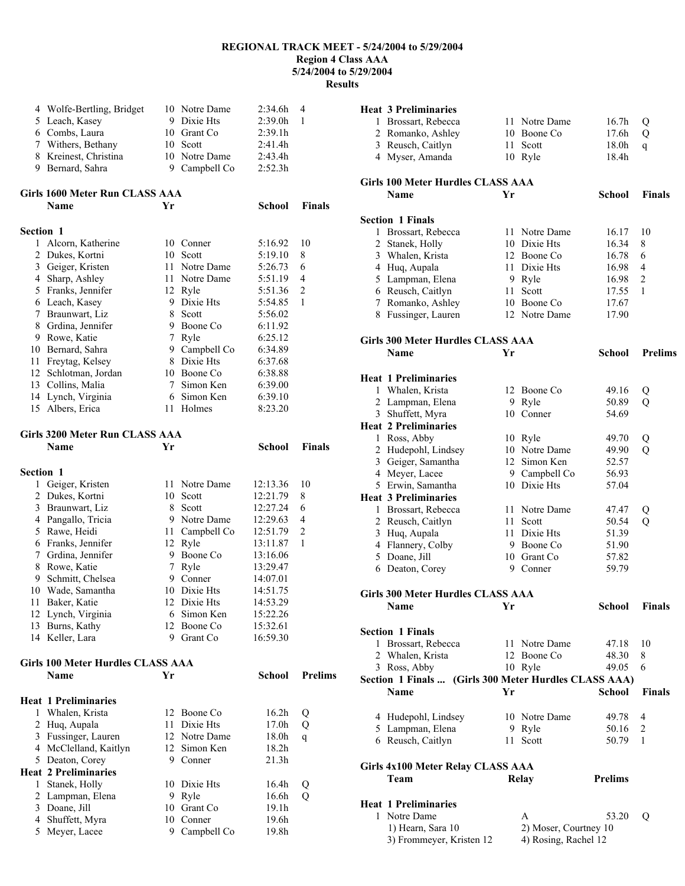# REGIONAL TRACK MEET - 5/24/2004 to 5/29/2004
## Region 4 Class AAA
### 5/24/2004 to 5/29/2004
### Results

| | Name | Yr | School | Finals | Points |
|---|---|---|---|---|---|
| 4 | Wolfe-Bertling, Bridget | 10 | Notre Dame | 2:34.6h | 4 |
| 5 | Leach, Kasey | 9 | Dixie Hts | 2:39.0h | 1 |
| 6 | Combs, Laura | 10 | Grant Co | 2:39.1h | |
| 7 | Withers, Bethany | 10 | Scott | 2:41.4h | |
| 8 | Kreinest, Christina | 10 | Notre Dame | 2:43.4h | |
| 9 | Bernard, Sahra | 9 | Campbell Co | 2:52.3h | |

### Girls 1600 Meter Run CLASS AAA

**Section 1**

| | Name | Yr | School | Finals | Points |
|---|---|---|---|---|---|
| 1 | Alcorn, Katherine | 10 | Conner | 5:16.92 | 10 |
| 2 | Dukes, Kortni | 10 | Scott | 5:19.10 | 8 |
| 3 | Geiger, Kristen | 11 | Notre Dame | 5:26.73 | 6 |
| 4 | Sharp, Ashley | 11 | Notre Dame | 5:51.19 | 4 |
| 5 | Franks, Jennifer | 12 | Ryle | 5:51.36 | 2 |
| 6 | Leach, Kasey | 9 | Dixie Hts | 5:54.85 | 1 |
| 7 | Braunwart, Liz | 8 | Scott | 5:56.02 | |
| 8 | Grdina, Jennifer | 9 | Boone Co | 6:11.92 | |
| 9 | Rowe, Katie | 7 | Ryle | 6:25.12 | |
| 10 | Bernard, Sahra | 9 | Campbell Co | 6:34.89 | |
| 11 | Freytag, Kelsey | 8 | Dixie Hts | 6:37.68 | |
| 12 | Schlotman, Jordan | 10 | Boone Co | 6:38.88 | |
| 13 | Collins, Malia | 7 | Simon Ken | 6:39.00 | |
| 14 | Lynch, Virginia | 6 | Simon Ken | 6:39.10 | |
| 15 | Albers, Erica | 11 | Holmes | 8:23.20 | |

### Girls 3200 Meter Run CLASS AAA

**Section 1**

| | Name | Yr | School | Finals | Points |
|---|---|---|---|---|---|
| 1 | Geiger, Kristen | 11 | Notre Dame | 12:13.36 | 10 |
| 2 | Dukes, Kortni | 10 | Scott | 12:21.79 | 8 |
| 3 | Braunwart, Liz | 8 | Scott | 12:27.24 | 6 |
| 4 | Pangallo, Tricia | 9 | Notre Dame | 12:29.63 | 4 |
| 5 | Rawe, Heidi | 11 | Campbell Co | 12:51.79 | 2 |
| 6 | Franks, Jennifer | 12 | Ryle | 13:11.87 | 1 |
| 7 | Grdina, Jennifer | 9 | Boone Co | 13:16.06 | |
| 8 | Rowe, Katie | 7 | Ryle | 13:29.47 | |
| 9 | Schmitt, Chelsea | 9 | Conner | 14:07.01 | |
| 10 | Wade, Samantha | 10 | Dixie Hts | 14:51.75 | |
| 11 | Baker, Katie | 12 | Dixie Hts | 14:53.29 | |
| 12 | Lynch, Virginia | 6 | Simon Ken | 15:22.26 | |
| 13 | Burns, Kathy | 12 | Boone Co | 15:32.61 | |
| 14 | Keller, Lara | 9 | Grant Co | 16:59.30 | |

### Girls 100 Meter Hurdles CLASS AAA

| | Name | Yr | School | Prelims | |
|---|---|---|---|---|---|
| **Heat 1 Preliminaries** | | | | | |
| 1 | Whalen, Krista | 12 | Boone Co | 16.2h | Q |
| 2 | Huq, Aupala | 11 | Dixie Hts | 17.0h | Q |
| 3 | Fussinger, Lauren | 12 | Notre Dame | 18.0h | q |
| 4 | McClelland, Kaitlyn | 12 | Simon Ken | 18.2h | |
| 5 | Deaton, Corey | 9 | Conner | 21.3h | |
| **Heat 2 Preliminaries** | | | | | |
| 1 | Stanek, Holly | 10 | Dixie Hts | 16.4h | Q |
| 2 | Lampman, Elena | 9 | Ryle | 16.6h | Q |
| 3 | Doane, Jill | 10 | Grant Co | 19.1h | |
| 4 | Shuffett, Myra | 10 | Conner | 19.6h | |
| 5 | Meyer, Lacee | 9 | Campbell Co | 19.8h | |
| **Heat 3 Preliminaries** | | | | | |
| 1 | Brossart, Rebecca | 11 | Notre Dame | 16.7h | Q |
| 2 | Romanko, Ashley | 10 | Boone Co | 17.6h | Q |
| 3 | Reusch, Caitlyn | 11 | Scott | 18.0h | q |
| 4 | Myser, Amanda | 10 | Ryle | 18.4h | |

### Girls 100 Meter Hurdles CLASS AAA

**Section 1 Finals**

| | Name | Yr | School | Finals | Points |
|---|---|---|---|---|---|
| 1 | Brossart, Rebecca | 11 | Notre Dame | 16.17 | 10 |
| 2 | Stanek, Holly | 10 | Dixie Hts | 16.34 | 8 |
| 3 | Whalen, Krista | 12 | Boone Co | 16.78 | 6 |
| 4 | Huq, Aupala | 11 | Dixie Hts | 16.98 | 4 |
| 5 | Lampman, Elena | 9 | Ryle | 16.98 | 2 |
| 6 | Reusch, Caitlyn | 11 | Scott | 17.55 | 1 |
| 7 | Romanko, Ashley | 10 | Boone Co | 17.67 | |
| 8 | Fussinger, Lauren | 12 | Notre Dame | 17.90 | |

### Girls 300 Meter Hurdles CLASS AAA

| | Name | Yr | School | Prelims | |
|---|---|---|---|---|---|
| **Heat 1 Preliminaries** | | | | | |
| 1 | Whalen, Krista | 12 | Boone Co | 49.16 | Q |
| 2 | Lampman, Elena | 9 | Ryle | 50.89 | Q |
| 3 | Shuffett, Myra | 10 | Conner | 54.69 | |
| **Heat 2 Preliminaries** | | | | | |
| 1 | Ross, Abby | 10 | Ryle | 49.70 | Q |
| 2 | Hudepohl, Lindsey | 10 | Notre Dame | 49.90 | Q |
| 3 | Geiger, Samantha | 12 | Simon Ken | 52.57 | |
| 4 | Meyer, Lacee | 9 | Campbell Co | 56.93 | |
| 5 | Erwin, Samantha | 10 | Dixie Hts | 57.04 | |
| **Heat 3 Preliminaries** | | | | | |
| 1 | Brossart, Rebecca | 11 | Notre Dame | 47.47 | Q |
| 2 | Reusch, Caitlyn | 11 | Scott | 50.54 | Q |
| 3 | Huq, Aupala | 11 | Dixie Hts | 51.39 | |
| 4 | Flannery, Colby | 9 | Boone Co | 51.90 | |
| 5 | Doane, Jill | 10 | Grant Co | 57.82 | |
| 6 | Deaton, Corey | 9 | Conner | 59.79 | |

### Girls 300 Meter Hurdles CLASS AAA

**Section 1 Finals**

| | Name | Yr | School | Finals | Points |
|---|---|---|---|---|---|
| 1 | Brossart, Rebecca | 11 | Notre Dame | 47.18 | 10 |
| 2 | Whalen, Krista | 12 | Boone Co | 48.30 | 8 |
| 3 | Ross, Abby | 10 | Ryle | 49.05 | 6 |
| 4 | Hudepohl, Lindsey | 10 | Notre Dame | 49.78 | 4 |
| 5 | Lampman, Elena | 9 | Ryle | 50.16 | 2 |
| 6 | Reusch, Caitlyn | 11 | Scott | 50.79 | 1 |

### Girls 4x100 Meter Relay CLASS AAA

**Heat 1 Preliminaries**

| | Team | Relay | Prelims | |
|---|---|---|---|---|
| 1 | Notre Dame | A | 53.20 | Q |

1) Hearn, Sara 10 &nbsp;&nbsp; 2) Moser, Courtney 10
3) Frommeyer, Kristen 12 &nbsp;&nbsp; 4) Rosing, Rachel 12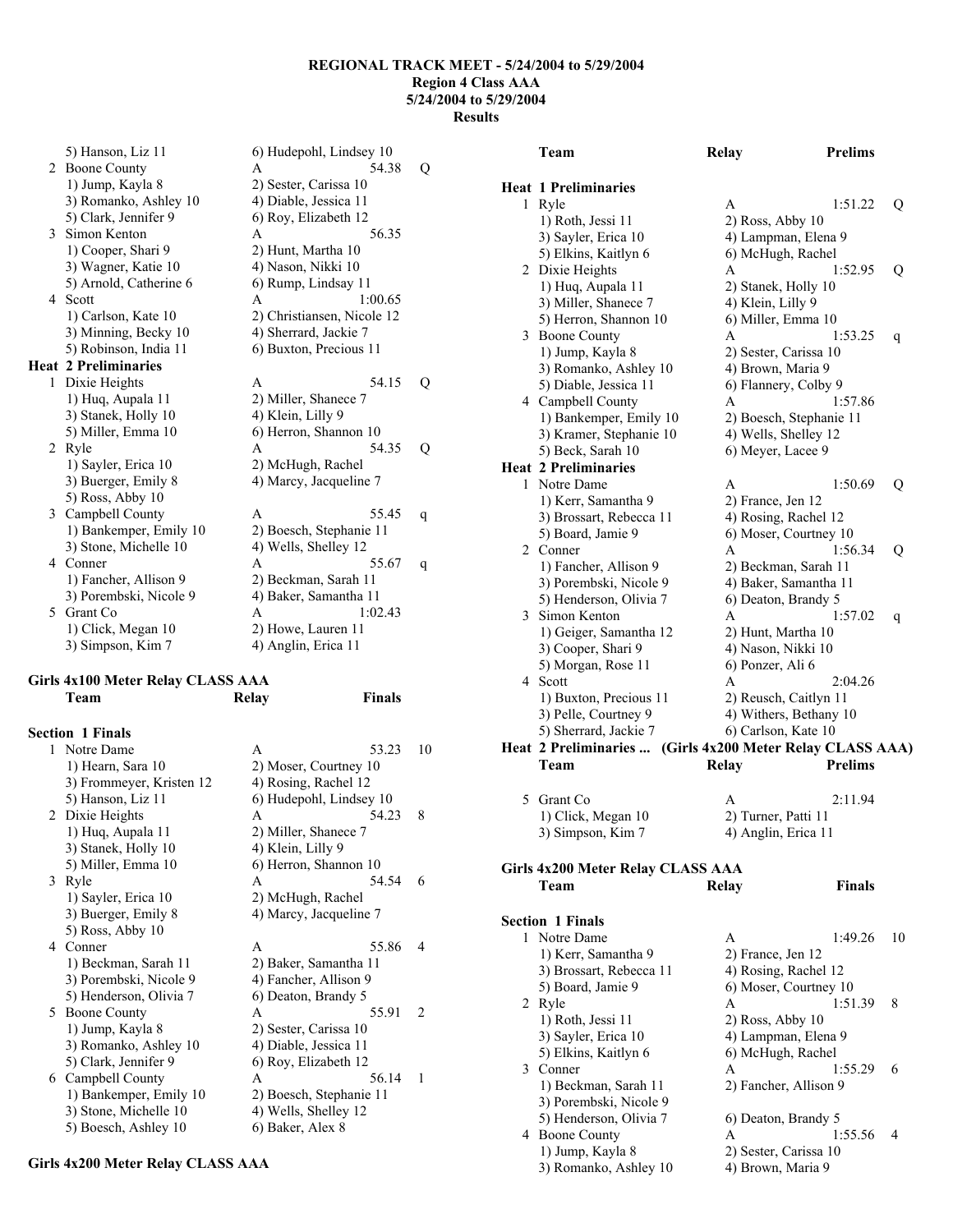# REGIONAL TRACK MEET - 5/24/2004 to 5/29/2004
## Region 4 Class AAA
## 5/24/2004 to 5/29/2004
## Results

5) Hanson, Liz 11 — 6) Hudepohl, Lindsey 10

| | Team | Relay | Prelims | |
|---|---|---|---|---|
| 2 | Boone County | A | 54.38 | Q |
| | 1) Jump, Kayla 8 | 2) Sester, Carissa 10 | | |
| | 3) Romanko, Ashley 10 | 4) Diable, Jessica 11 | | |
| | 5) Clark, Jennifer 9 | 6) Roy, Elizabeth 12 | | |
| 3 | Simon Kenton | A | 56.35 | |
| | 1) Cooper, Shari 9 | 2) Hunt, Martha 10 | | |
| | 3) Wagner, Katie 10 | 4) Nason, Nikki 10 | | |
| | 5) Arnold, Catherine 6 | 6) Rump, Lindsay 11 | | |
| 4 | Scott | A | 1:00.65 | |
| | 1) Carlson, Kate 10 | 2) Christiansen, Nicole 12 | | |
| | 3) Minning, Becky 10 | 4) Sherrard, Jackie 7 | | |
| | 5) Robinson, India 11 | 6) Buxton, Precious 11 | | |

**Heat 2 Preliminaries**

| | Team | Relay | Prelims | |
|---|---|---|---|---|
| 1 | Dixie Heights | A | 54.15 | Q |
| | 1) Huq, Aupala 11 | 2) Miller, Shanece 7 | | |
| | 3) Stanek, Holly 10 | 4) Klein, Lilly 9 | | |
| | 5) Miller, Emma 10 | 6) Herron, Shannon 10 | | |
| 2 | Ryle | A | 54.35 | Q |
| | 1) Sayler, Erica 10 | 2) McHugh, Rachel | | |
| | 3) Buerger, Emily 8 | 4) Marcy, Jacqueline 7 | | |
| | 5) Ross, Abby 10 | | | |
| 3 | Campbell County | A | 55.45 | q |
| | 1) Bankemper, Emily 10 | 2) Boesch, Stephanie 11 | | |
| | 3) Stone, Michelle 10 | 4) Wells, Shelley 12 | | |
| 4 | Conner | A | 55.67 | q |
| | 1) Fancher, Allison 9 | 2) Beckman, Sarah 11 | | |
| | 3) Porembski, Nicole 9 | 4) Baker, Samantha 11 | | |
| 5 | Grant Co | A | 1:02.43 | |
| | 1) Click, Megan 10 | 2) Howe, Lauren 11 | | |
| | 3) Simpson, Kim 7 | 4) Anglin, Erica 11 | | |

### Girls 4x100 Meter Relay CLASS AAA

**Section 1 Finals**

| | Team | Relay | Finals | |
|---|---|---|---|---|
| 1 | Notre Dame | A | 53.23 | 10 |
| | 1) Hearn, Sara 10 | 2) Moser, Courtney 10 | | |
| | 3) Frommeyer, Kristen 12 | 4) Rosing, Rachel 12 | | |
| | 5) Hanson, Liz 11 | 6) Hudepohl, Lindsey 10 | | |
| 2 | Dixie Heights | A | 54.23 | 8 |
| | 1) Huq, Aupala 11 | 2) Miller, Shanece 7 | | |
| | 3) Stanek, Holly 10 | 4) Klein, Lilly 9 | | |
| | 5) Miller, Emma 10 | 6) Herron, Shannon 10 | | |
| 3 | Ryle | A | 54.54 | 6 |
| | 1) Sayler, Erica 10 | 2) McHugh, Rachel | | |
| | 3) Buerger, Emily 8 | 4) Marcy, Jacqueline 7 | | |
| | 5) Ross, Abby 10 | | | |
| 4 | Conner | A | 55.86 | 4 |
| | 1) Beckman, Sarah 11 | 2) Baker, Samantha 11 | | |
| | 3) Porembski, Nicole 9 | 4) Fancher, Allison 9 | | |
| | 5) Henderson, Olivia 7 | 6) Deaton, Brandy 5 | | |
| 5 | Boone County | A | 55.91 | 2 |
| | 1) Jump, Kayla 8 | 2) Sester, Carissa 10 | | |
| | 3) Romanko, Ashley 10 | 4) Diable, Jessica 11 | | |
| | 5) Clark, Jennifer 9 | 6) Roy, Elizabeth 12 | | |
| 6 | Campbell County | A | 56.14 | 1 |
| | 1) Bankemper, Emily 10 | 2) Boesch, Stephanie 11 | | |
| | 3) Stone, Michelle 10 | 4) Wells, Shelley 12 | | |
| | 5) Boesch, Ashley 10 | 6) Baker, Alex 8 | | |

### Girls 4x200 Meter Relay CLASS AAA

**Heat 1 Preliminaries**

| | Team | Relay | Prelims | |
|---|---|---|---|---|
| 1 | Ryle | A | 1:51.22 | Q |
| | 1) Roth, Jessi 11 | 2) Ross, Abby 10 | | |
| | 3) Sayler, Erica 10 | 4) Lampman, Elena 9 | | |
| | 5) Elkins, Kaitlyn 6 | 6) McHugh, Rachel | | |
| 2 | Dixie Heights | A | 1:52.95 | Q |
| | 1) Huq, Aupala 11 | 2) Stanek, Holly 10 | | |
| | 3) Miller, Shanece 7 | 4) Klein, Lilly 9 | | |
| | 5) Herron, Shannon 10 | 6) Miller, Emma 10 | | |
| 3 | Boone County | A | 1:53.25 | q |
| | 1) Jump, Kayla 8 | 2) Sester, Carissa 10 | | |
| | 3) Romanko, Ashley 10 | 4) Brown, Maria 9 | | |
| | 5) Diable, Jessica 11 | 6) Flannery, Colby 9 | | |
| 4 | Campbell County | A | 1:57.86 | |
| | 1) Bankemper, Emily 10 | 2) Boesch, Stephanie 11 | | |
| | 3) Kramer, Stephanie 10 | 4) Wells, Shelley 12 | | |
| | 5) Beck, Sarah 10 | 6) Meyer, Lacee 9 | | |

**Heat 2 Preliminaries**

| | Team | Relay | Prelims | |
|---|---|---|---|---|
| 1 | Notre Dame | A | 1:50.69 | Q |
| | 1) Kerr, Samantha 9 | 2) France, Jen 12 | | |
| | 3) Brossart, Rebecca 11 | 4) Rosing, Rachel 12 | | |
| | 5) Board, Jamie 9 | 6) Moser, Courtney 10 | | |
| 2 | Conner | A | 1:56.34 | Q |
| | 1) Fancher, Allison 9 | 2) Beckman, Sarah 11 | | |
| | 3) Porembski, Nicole 9 | 4) Baker, Samantha 11 | | |
| | 5) Henderson, Olivia 7 | 6) Deaton, Brandy 5 | | |
| 3 | Simon Kenton | A | 1:57.02 | q |
| | 1) Geiger, Samantha 12 | 2) Hunt, Martha 10 | | |
| | 3) Cooper, Shari 9 | 4) Nason, Nikki 10 | | |
| | 5) Morgan, Rose 11 | 6) Ponzer, Ali 6 | | |
| 4 | Scott | A | 2:04.26 | |
| | 1) Buxton, Precious 11 | 2) Reusch, Caitlyn 11 | | |
| | 3) Pelle, Courtney 9 | 4) Withers, Bethany 10 | | |
| | 5) Sherrard, Jackie 7 | 6) Carlson, Kate 10 | | |

**Heat 2 Preliminaries ... (Girls 4x200 Meter Relay CLASS AAA)**

| | Team | Relay | Prelims |
|---|---|---|---|
| 5 | Grant Co | A | 2:11.94 |
| | 1) Click, Megan 10 | 2) Turner, Patti 11 | |
| | 3) Simpson, Kim 7 | 4) Anglin, Erica 11 | |

### Girls 4x200 Meter Relay CLASS AAA

**Section 1 Finals**

| | Team | Relay | Finals | |
|---|---|---|---|---|
| 1 | Notre Dame | A | 1:49.26 | 10 |
| | 1) Kerr, Samantha 9 | 2) France, Jen 12 | | |
| | 3) Brossart, Rebecca 11 | 4) Rosing, Rachel 12 | | |
| | 5) Board, Jamie 9 | 6) Moser, Courtney 10 | | |
| 2 | Ryle | A | 1:51.39 | 8 |
| | 1) Roth, Jessi 11 | 2) Ross, Abby 10 | | |
| | 3) Sayler, Erica 10 | 4) Lampman, Elena 9 | | |
| | 5) Elkins, Kaitlyn 6 | 6) McHugh, Rachel | | |
| 3 | Conner | A | 1:55.29 | 6 |
| | 1) Beckman, Sarah 11 | 2) Fancher, Allison 9 | | |
| | 3) Porembski, Nicole 9 | | | |
| | 5) Henderson, Olivia 7 | 6) Deaton, Brandy 5 | | |
| 4 | Boone County | A | 1:55.56 | 4 |
| | 1) Jump, Kayla 8 | 2) Sester, Carissa 10 | | |
| | 3) Romanko, Ashley 10 | 4) Brown, Maria 9 | | |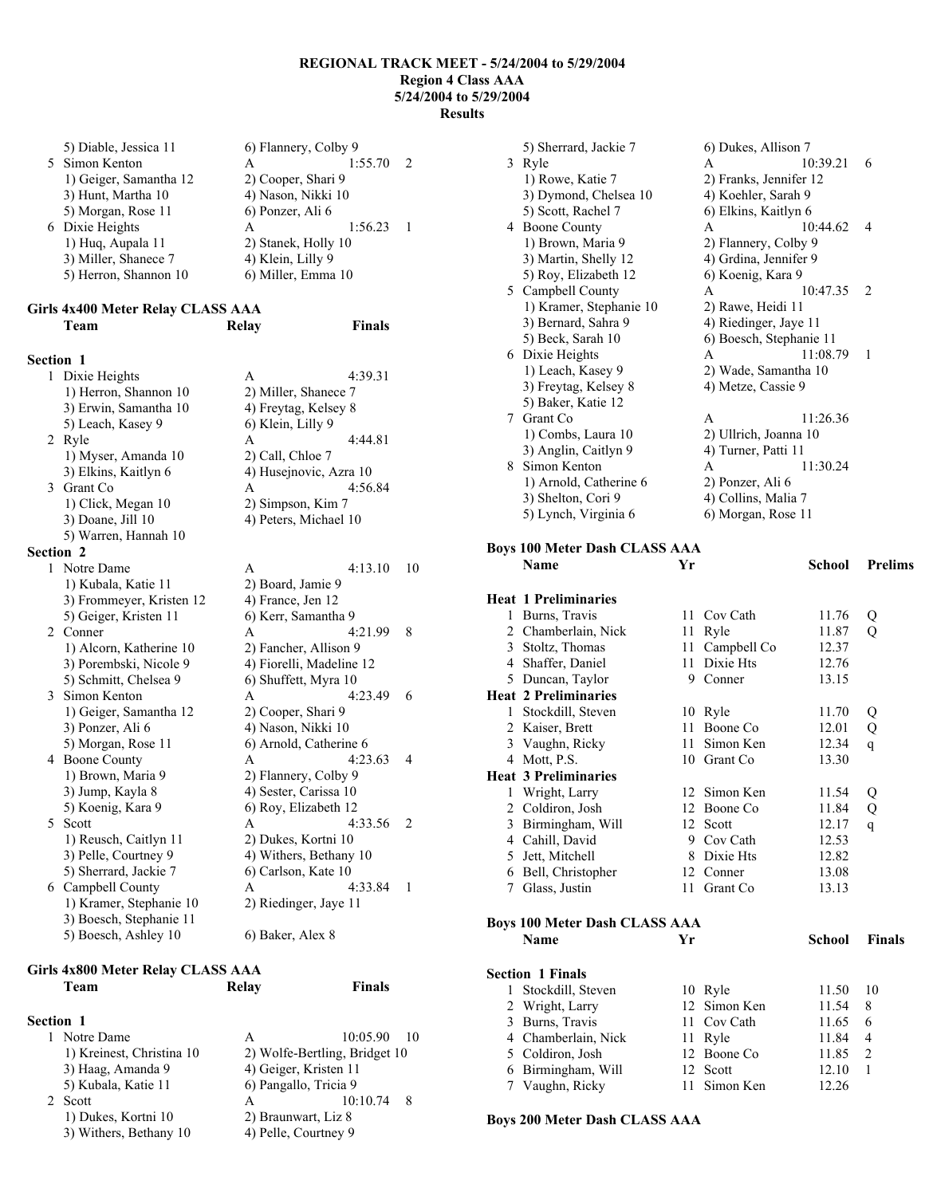**REGIONAL TRACK MEET - 5/24/2004 to 5/29/2004**
**Region 4 Class AAA**
**5/24/2004 to 5/29/2004**
**Results**

```
     5) Diable, Jessica 11            6) Flannery, Colby 9
  5 Simon Kenton                      A                1:55.70   2
     1) Geiger, Samantha 12           2) Cooper, Shari 9
     3) Hunt, Martha 10               4) Nason, Nikki 10
     5) Morgan, Rose 11               6) Ponzer, Ali 6
  6 Dixie Heights                     A                1:56.23   1
     1) Huq, Aupala 11                2) Stanek, Holly 10
     3) Miller, Shanece 7             4) Klein, Lilly 9
     5) Herron, Shannon 10            6) Miller, Emma 10
```

**Girls 4x400 Meter Relay CLASS AAA**

```
    Team                              Relay            Finals

Section 1
  1 Dixie Heights                     A                4:39.31
     1) Herron, Shannon 10            2) Miller, Shanece 7
     3) Erwin, Samantha 10            4) Freytag, Kelsey 8
     5) Leach, Kasey 9                6) Klein, Lilly 9
  2 Ryle                              A                4:44.81
     1) Myser, Amanda 10              2) Call, Chloe 7
     3) Elkins, Kaitlyn 6             4) Husejnovic, Azra 10
  3 Grant Co                          A                4:56.84
     1) Click, Megan 10               2) Simpson, Kim 7
     3) Doane, Jill 10                4) Peters, Michael 10
     5) Warren, Hannah 10
Section 2
  1 Notre Dame                        A                4:13.10  10
     1) Kubala, Katie 11              2) Board, Jamie 9
     3) Frommeyer, Kristen 12         4) France, Jen 12
     5) Geiger, Kristen 11            6) Kerr, Samantha 9
  2 Conner                            A                4:21.99   8
     1) Alcorn, Katherine 10          2) Fancher, Allison 9
     3) Porembski, Nicole 9           4) Fiorelli, Madeline 12
     5) Schmitt, Chelsea 9            6) Shuffett, Myra 10
  3 Simon Kenton                      A                4:23.49   6
     1) Geiger, Samantha 12           2) Cooper, Shari 9
     3) Ponzer, Ali 6                 4) Nason, Nikki 10
     5) Morgan, Rose 11               6) Arnold, Catherine 6
  4 Boone County                      A                4:23.63   4
     1) Brown, Maria 9                2) Flannery, Colby 9
     3) Jump, Kayla 8                 4) Sester, Carissa 10
     5) Koenig, Kara 9                6) Roy, Elizabeth 12
  5 Scott                             A                4:33.56   2
     1) Reusch, Caitlyn 11            2) Dukes, Kortni 10
     3) Pelle, Courtney 9             4) Withers, Bethany 10
     5) Sherrard, Jackie 7            6) Carlson, Kate 10
  6 Campbell County                   A                4:33.84   1
     1) Kramer, Stephanie 10          2) Riedinger, Jaye 11
     3) Boesch, Stephanie 11
     5) Boesch, Ashley 10             6) Baker, Alex 8
```

**Girls 4x800 Meter Relay CLASS AAA**

```
    Team                              Relay            Finals

Section 1
  1 Notre Dame                        A               10:05.90  10
     1) Kreinest, Christina 10        2) Wolfe-Bertling, Bridget 10
     3) Haag, Amanda 9                4) Geiger, Kristen 11
     5) Kubala, Katie 11              6) Pangallo, Tricia 9
  2 Scott                             A               10:10.74   8
     1) Dukes, Kortni 10              2) Braunwart, Liz 8
     3) Withers, Bethany 10           4) Pelle, Courtney 9
     5) Sherrard, Jackie 7            6) Dukes, Allison 7
  3 Ryle                              A               10:39.21   6
     1) Rowe, Katie 7                 2) Franks, Jennifer 12
     3) Dymond, Chelsea 10            4) Koehler, Sarah 9
     5) Scott, Rachel 7               6) Elkins, Kaitlyn 6
  4 Boone County                      A               10:44.62   4
     1) Brown, Maria 9                2) Flannery, Colby 9
     3) Martin, Shelly 12             4) Grdina, Jennifer 9
     5) Roy, Elizabeth 12             6) Koenig, Kara 9
  5 Campbell County                   A               10:47.35   2
     1) Kramer, Stephanie 10          2) Rawe, Heidi 11
     3) Bernard, Sahra 9              4) Riedinger, Jaye 11
     5) Beck, Sarah 10                6) Boesch, Stephanie 11
  6 Dixie Heights                     A               11:08.79   1
     1) Leach, Kasey 9                2) Wade, Samantha 10
     3) Freytag, Kelsey 8             4) Metze, Cassie 9
     5) Baker, Katie 12
  7 Grant Co                          A               11:26.36
     1) Combs, Laura 10               2) Ullrich, Joanna 10
     3) Anglin, Caitlyn 9             4) Turner, Patti 11
  8 Simon Kenton                      A               11:30.24
     1) Arnold, Catherine 6           2) Ponzer, Ali 6
     3) Shelton, Cori 9               4) Collins, Malia 7
     5) Lynch, Virginia 6             6) Morgan, Rose 11
```

**Boys 100 Meter Dash CLASS AAA**

```
    Name                    Yr School            Prelims

Heat 1 Preliminaries
  1 Burns, Travis           11 Cov Cath            11.76  Q
  2 Chamberlain, Nick       11 Ryle                11.87  Q
  3 Stoltz, Thomas          11 Campbell Co         12.37
  4 Shaffer, Daniel         11 Dixie Hts           12.76
  5 Duncan, Taylor           9 Conner              13.15
Heat 2 Preliminaries
  1 Stockdill, Steven       10 Ryle                11.70  Q
  2 Kaiser, Brett           11 Boone Co            12.01  Q
  3 Vaughn, Ricky           11 Simon Ken           12.34  q
  4 Mott, P.S.              10 Grant Co            13.30
Heat 3 Preliminaries
  1 Wright, Larry           12 Simon Ken           11.54  Q
  2 Coldiron, Josh          12 Boone Co            11.84  Q
  3 Birmingham, Will        12 Scott               12.17  q
  4 Cahill, David            9 Cov Cath            12.53
  5 Jett, Mitchell           8 Dixie Hts           12.82
  6 Bell, Christopher       12 Conner              13.08
  7 Glass, Justin           11 Grant Co            13.13
```

**Boys 100 Meter Dash CLASS AAA**

```
    Name                    Yr School             Finals

Section 1 Finals
  1 Stockdill, Steven       10 Ryle                11.50  10
  2 Wright, Larry           12 Simon Ken           11.54   8
  3 Burns, Travis           11 Cov Cath            11.65   6
  4 Chamberlain, Nick       11 Ryle                11.84   4
  5 Coldiron, Josh          12 Boone Co            11.85   2
  6 Birmingham, Will        12 Scott               12.10   1
  7 Vaughn, Ricky           11 Simon Ken           12.26
```

**Boys 200 Meter Dash CLASS AAA**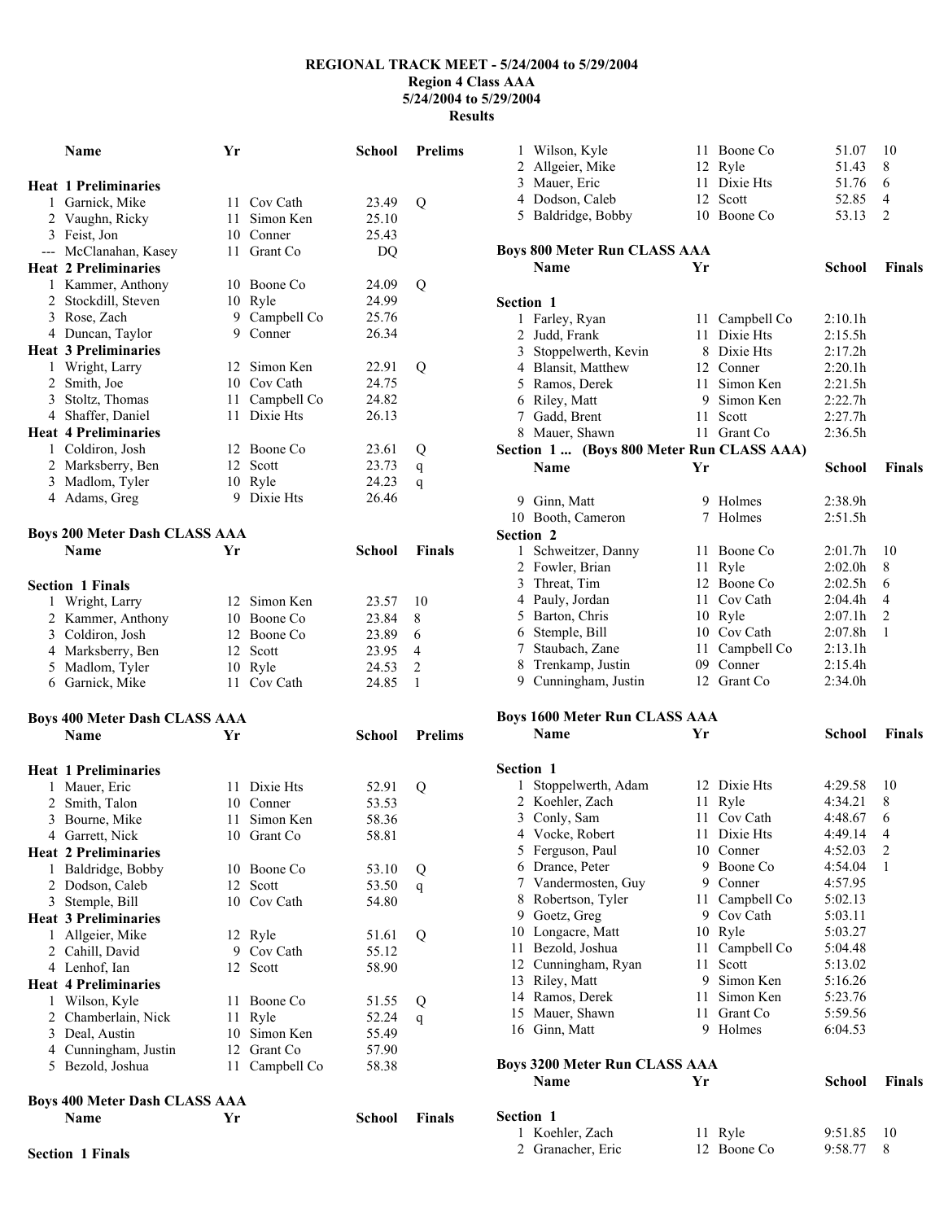# REGIONAL TRACK MEET - 5/24/2004 to 5/29/2004
## Region 4 Class AAA
## 5/24/2004 to 5/29/2004
## Results

| | Name | Yr | School | Prelims | |
|---|---|---|---|---|---|
| **Heat 1 Preliminaries** | | | | | |
| 1 | Garnick, Mike | 11 | Cov Cath | 23.49 | Q |
| 2 | Vaughn, Ricky | 11 | Simon Ken | 25.10 | |
| 3 | Feist, Jon | 10 | Conner | 25.43 | |
| --- | McClanahan, Kasey | 11 | Grant Co | DQ | |
| **Heat 2 Preliminaries** | | | | | |
| 1 | Kammer, Anthony | 10 | Boone Co | 24.09 | Q |
| 2 | Stockdill, Steven | 10 | Ryle | 24.99 | |
| 3 | Rose, Zach | 9 | Campbell Co | 25.76 | |
| 4 | Duncan, Taylor | 9 | Conner | 26.34 | |
| **Heat 3 Preliminaries** | | | | | |
| 1 | Wright, Larry | 12 | Simon Ken | 22.91 | Q |
| 2 | Smith, Joe | 10 | Cov Cath | 24.75 | |
| 3 | Stoltz, Thomas | 11 | Campbell Co | 24.82 | |
| 4 | Shaffer, Daniel | 11 | Dixie Hts | 26.13 | |
| **Heat 4 Preliminaries** | | | | | |
| 1 | Coldiron, Josh | 12 | Boone Co | 23.61 | Q |
| 2 | Marksberry, Ben | 12 | Scott | 23.73 | q |
| 3 | Madlom, Tyler | 10 | Ryle | 24.23 | q |
| 4 | Adams, Greg | 9 | Dixie Hts | 26.46 | |

### Boys 200 Meter Dash CLASS AAA

| | Name | Yr | School | Finals | |
|---|---|---|---|---|---|
| **Section 1 Finals** | | | | | |
| 1 | Wright, Larry | 12 | Simon Ken | 23.57 | 10 |
| 2 | Kammer, Anthony | 10 | Boone Co | 23.84 | 8 |
| 3 | Coldiron, Josh | 12 | Boone Co | 23.89 | 6 |
| 4 | Marksberry, Ben | 12 | Scott | 23.95 | 4 |
| 5 | Madlom, Tyler | 10 | Ryle | 24.53 | 2 |
| 6 | Garnick, Mike | 11 | Cov Cath | 24.85 | 1 |

### Boys 400 Meter Dash CLASS AAA

| | Name | Yr | School | Prelims | |
|---|---|---|---|---|---|
| **Heat 1 Preliminaries** | | | | | |
| 1 | Mauer, Eric | 11 | Dixie Hts | 52.91 | Q |
| 2 | Smith, Talon | 10 | Conner | 53.53 | |
| 3 | Bourne, Mike | 11 | Simon Ken | 58.36 | |
| 4 | Garrett, Nick | 10 | Grant Co | 58.81 | |
| **Heat 2 Preliminaries** | | | | | |
| 1 | Baldridge, Bobby | 10 | Boone Co | 53.10 | Q |
| 2 | Dodson, Caleb | 12 | Scott | 53.50 | q |
| 3 | Stemple, Bill | 10 | Cov Cath | 54.80 | |
| **Heat 3 Preliminaries** | | | | | |
| 1 | Allgeier, Mike | 12 | Ryle | 51.61 | Q |
| 2 | Cahill, David | 9 | Cov Cath | 55.12 | |
| 4 | Lenhof, Ian | 12 | Scott | 58.90 | |
| **Heat 4 Preliminaries** | | | | | |
| 1 | Wilson, Kyle | 11 | Boone Co | 51.55 | Q |
| 2 | Chamberlain, Nick | 11 | Ryle | 52.24 | q |
| 3 | Deal, Austin | 10 | Simon Ken | 55.49 | |
| 4 | Cunningham, Justin | 12 | Grant Co | 57.90 | |
| 5 | Bezold, Joshua | 11 | Campbell Co | 58.38 | |

### Boys 400 Meter Dash CLASS AAA

| | Name | Yr | School | Finals | |
|---|---|---|---|---|---|
| **Section 1 Finals** | | | | | |
| 1 | Wilson, Kyle | 11 | Boone Co | 51.07 | 10 |
| 2 | Allgeier, Mike | 12 | Ryle | 51.43 | 8 |
| 3 | Mauer, Eric | 11 | Dixie Hts | 51.76 | 6 |
| 4 | Dodson, Caleb | 12 | Scott | 52.85 | 4 |
| 5 | Baldridge, Bobby | 10 | Boone Co | 53.13 | 2 |

### Boys 800 Meter Run CLASS AAA

| | Name | Yr | School | Finals | |
|---|---|---|---|---|---|
| **Section 1** | | | | | |
| 1 | Farley, Ryan | 11 | Campbell Co | 2:10.1h | |
| 2 | Judd, Frank | 11 | Dixie Hts | 2:15.5h | |
| 3 | Stoppelwerth, Kevin | 8 | Dixie Hts | 2:17.2h | |
| 4 | Blansit, Matthew | 12 | Conner | 2:20.1h | |
| 5 | Ramos, Derek | 11 | Simon Ken | 2:21.5h | |
| 6 | Riley, Matt | 9 | Simon Ken | 2:22.7h | |
| 7 | Gadd, Brent | 11 | Scott | 2:27.7h | |
| 8 | Mauer, Shawn | 11 | Grant Co | 2:36.5h | |

**Section 1 ... (Boys 800 Meter Run CLASS AAA)**

| | Name | Yr | School | Finals | |
|---|---|---|---|---|---|
| 9 | Ginn, Matt | 9 | Holmes | 2:38.9h | |
| 10 | Booth, Cameron | 7 | Holmes | 2:51.5h | |
| **Section 2** | | | | | |
| 1 | Schweitzer, Danny | 11 | Boone Co | 2:01.7h | 10 |
| 2 | Fowler, Brian | 11 | Ryle | 2:02.0h | 8 |
| 3 | Threat, Tim | 12 | Boone Co | 2:02.5h | 6 |
| 4 | Pauly, Jordan | 11 | Cov Cath | 2:04.4h | 4 |
| 5 | Barton, Chris | 10 | Ryle | 2:07.1h | 2 |
| 6 | Stemple, Bill | 10 | Cov Cath | 2:07.8h | 1 |
| 7 | Staubach, Zane | 11 | Campbell Co | 2:13.1h | |
| 8 | Trenkamp, Justin | 09 | Conner | 2:15.4h | |
| 9 | Cunningham, Justin | 12 | Grant Co | 2:34.0h | |

### Boys 1600 Meter Run CLASS AAA

| | Name | Yr | School | Finals | |
|---|---|---|---|---|---|
| **Section 1** | | | | | |
| 1 | Stoppelwerth, Adam | 12 | Dixie Hts | 4:29.58 | 10 |
| 2 | Koehler, Zach | 11 | Ryle | 4:34.21 | 8 |
| 3 | Conly, Sam | 11 | Cov Cath | 4:48.67 | 6 |
| 4 | Vocke, Robert | 11 | Dixie Hts | 4:49.14 | 4 |
| 5 | Ferguson, Paul | 10 | Conner | 4:52.03 | 2 |
| 6 | Drance, Peter | 9 | Boone Co | 4:54.04 | 1 |
| 7 | Vandermosten, Guy | 9 | Conner | 4:57.95 | |
| 8 | Robertson, Tyler | 11 | Campbell Co | 5:02.13 | |
| 9 | Goetz, Greg | 9 | Cov Cath | 5:03.11 | |
| 10 | Longacre, Matt | 10 | Ryle | 5:03.27 | |
| 11 | Bezold, Joshua | 11 | Campbell Co | 5:04.48 | |
| 12 | Cunningham, Ryan | 11 | Scott | 5:13.02 | |
| 13 | Riley, Matt | 9 | Simon Ken | 5:16.26 | |
| 14 | Ramos, Derek | 11 | Simon Ken | 5:23.76 | |
| 15 | Mauer, Shawn | 11 | Grant Co | 5:59.56 | |
| 16 | Ginn, Matt | 9 | Holmes | 6:04.53 | |

### Boys 3200 Meter Run CLASS AAA

| | Name | Yr | School | Finals | |
|---|---|---|---|---|---|
| **Section 1** | | | | | |
| 1 | Koehler, Zach | 11 | Ryle | 9:51.85 | 10 |
| 2 | Granacher, Eric | 12 | Boone Co | 9:58.77 | 8 |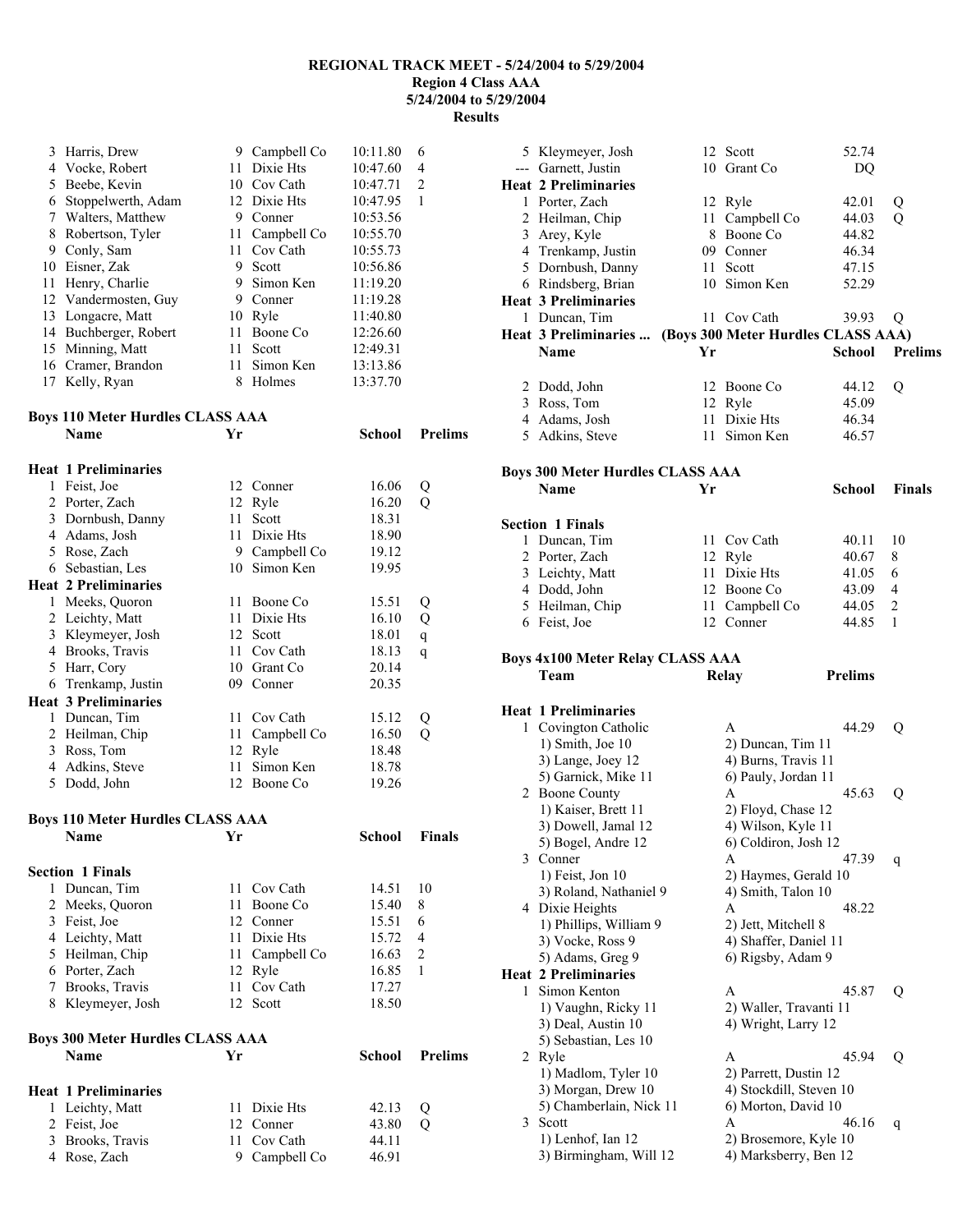# REGIONAL TRACK MEET - 5/24/2004 to 5/29/2004
## Region 4 Class AAA
## 5/24/2004 to 5/29/2004
## Results

| | Name | Yr | School | Finals | Points |
|---|---|---|---|---|---|
| 3 | Harris, Drew | 9 | Campbell Co | 10:11.80 | 6 |
| 4 | Vocke, Robert | 11 | Dixie Hts | 10:47.60 | 4 |
| 5 | Beebe, Kevin | 10 | Cov Cath | 10:47.71 | 2 |
| 6 | Stoppelwerth, Adam | 12 | Dixie Hts | 10:47.95 | 1 |
| 7 | Walters, Matthew | 9 | Conner | 10:53.56 | |
| 8 | Robertson, Tyler | 11 | Campbell Co | 10:55.70 | |
| 9 | Conly, Sam | 11 | Cov Cath | 10:55.73 | |
| 10 | Eisner, Zak | 9 | Scott | 10:56.86 | |
| 11 | Henry, Charlie | 9 | Simon Ken | 11:19.20 | |
| 12 | Vandermosten, Guy | 9 | Conner | 11:19.28 | |
| 13 | Longacre, Matt | 10 | Ryle | 11:40.80 | |
| 14 | Buchberger, Robert | 11 | Boone Co | 12:26.60 | |
| 15 | Minning, Matt | 11 | Scott | 12:49.31 | |
| 16 | Cramer, Brandon | 11 | Simon Ken | 13:13.86 | |
| 17 | Kelly, Ryan | 8 | Holmes | 13:37.70 | |

### Boys 110 Meter Hurdles CLASS AAA

| | Name | Yr | School | Prelims | |
|---|---|---|---|---|---|
| **Heat 1 Preliminaries** | | | | | |
| 1 | Feist, Joe | 12 | Conner | 16.06 | Q |
| 2 | Porter, Zach | 12 | Ryle | 16.20 | Q |
| 3 | Dornbush, Danny | 11 | Scott | 18.31 | |
| 4 | Adams, Josh | 11 | Dixie Hts | 18.90 | |
| 5 | Rose, Zach | 9 | Campbell Co | 19.12 | |
| 6 | Sebastian, Les | 10 | Simon Ken | 19.95 | |
| **Heat 2 Preliminaries** | | | | | |
| 1 | Meeks, Quoron | 11 | Boone Co | 15.51 | Q |
| 2 | Leichty, Matt | 11 | Dixie Hts | 16.10 | Q |
| 3 | Kleymeyer, Josh | 12 | Scott | 18.01 | q |
| 4 | Brooks, Travis | 11 | Cov Cath | 18.13 | q |
| 5 | Harr, Cory | 10 | Grant Co | 20.14 | |
| 6 | Trenkamp, Justin | 09 | Conner | 20.35 | |
| **Heat 3 Preliminaries** | | | | | |
| 1 | Duncan, Tim | 11 | Cov Cath | 15.12 | Q |
| 2 | Heilman, Chip | 11 | Campbell Co | 16.50 | Q |
| 3 | Ross, Tom | 12 | Ryle | 18.48 | |
| 4 | Adkins, Steve | 11 | Simon Ken | 18.78 | |
| 5 | Dodd, John | 12 | Boone Co | 19.26 | |

### Boys 110 Meter Hurdles CLASS AAA

| | Name | Yr | School | Finals | |
|---|---|---|---|---|---|
| **Section 1 Finals** | | | | | |
| 1 | Duncan, Tim | 11 | Cov Cath | 14.51 | 10 |
| 2 | Meeks, Quoron | 11 | Boone Co | 15.40 | 8 |
| 3 | Feist, Joe | 12 | Conner | 15.51 | 6 |
| 4 | Leichty, Matt | 11 | Dixie Hts | 15.72 | 4 |
| 5 | Heilman, Chip | 11 | Campbell Co | 16.63 | 2 |
| 6 | Porter, Zach | 12 | Ryle | 16.85 | 1 |
| 7 | Brooks, Travis | 11 | Cov Cath | 17.27 | |
| 8 | Kleymeyer, Josh | 12 | Scott | 18.50 | |

### Boys 300 Meter Hurdles CLASS AAA

| | Name | Yr | School | Prelims | |
|---|---|---|---|---|---|
| **Heat 1 Preliminaries** | | | | | |
| 1 | Leichty, Matt | 11 | Dixie Hts | 42.13 | Q |
| 2 | Feist, Joe | 12 | Conner | 43.80 | Q |
| 3 | Brooks, Travis | 11 | Cov Cath | 44.11 | |
| 4 | Rose, Zach | 9 | Campbell Co | 46.91 | |
| 5 | Kleymeyer, Josh | 12 | Scott | 52.74 | |
| --- | Garnett, Justin | 10 | Grant Co | DQ | |
| **Heat 2 Preliminaries** | | | | | |
| 1 | Porter, Zach | 12 | Ryle | 42.01 | Q |
| 2 | Heilman, Chip | 11 | Campbell Co | 44.03 | Q |
| 3 | Arey, Kyle | 8 | Boone Co | 44.82 | |
| 4 | Trenkamp, Justin | 09 | Conner | 46.34 | |
| 5 | Dornbush, Danny | 11 | Scott | 47.15 | |
| 6 | Rindsberg, Brian | 10 | Simon Ken | 52.29 | |
| **Heat 3 Preliminaries** | | | | | |
| 1 | Duncan, Tim | 11 | Cov Cath | 39.93 | Q |
| 2 | Dodd, John | 12 | Boone Co | 44.12 | Q |
| 3 | Ross, Tom | 12 | Ryle | 45.09 | |
| 4 | Adams, Josh | 11 | Dixie Hts | 46.34 | |
| 5 | Adkins, Steve | 11 | Simon Ken | 46.57 | |

### Boys 300 Meter Hurdles CLASS AAA

| | Name | Yr | School | Finals | |
|---|---|---|---|---|---|
| **Section 1 Finals** | | | | | |
| 1 | Duncan, Tim | 11 | Cov Cath | 40.11 | 10 |
| 2 | Porter, Zach | 12 | Ryle | 40.67 | 8 |
| 3 | Leichty, Matt | 11 | Dixie Hts | 41.05 | 6 |
| 4 | Dodd, John | 12 | Boone Co | 43.09 | 4 |
| 5 | Heilman, Chip | 11 | Campbell Co | 44.05 | 2 |
| 6 | Feist, Joe | 12 | Conner | 44.85 | 1 |

### Boys 4x100 Meter Relay CLASS AAA

| | Team | Relay | Prelims | |
|---|---|---|---|---|
| **Heat 1 Preliminaries** | | | | |
| 1 | Covington Catholic | A | 44.29 | Q |
| | 1) Smith, Joe 10 | 2) Duncan, Tim 11 | | |
| | 3) Lange, Joey 12 | 4) Burns, Travis 11 | | |
| | 5) Garnick, Mike 11 | 6) Pauly, Jordan 11 | | |
| 2 | Boone County | A | 45.63 | Q |
| | 1) Kaiser, Brett 11 | 2) Floyd, Chase 12 | | |
| | 3) Dowell, Jamal 12 | 4) Wilson, Kyle 11 | | |
| | 5) Bogel, Andre 12 | 6) Coldiron, Josh 12 | | |
| 3 | Conner | A | 47.39 | q |
| | 1) Feist, Jon 10 | 2) Haymes, Gerald 10 | | |
| | 3) Roland, Nathaniel 9 | 4) Smith, Talon 10 | | |
| 4 | Dixie Heights | A | 48.22 | |
| | 1) Phillips, William 9 | 2) Jett, Mitchell 8 | | |
| | 3) Vocke, Ross 9 | 4) Shaffer, Daniel 11 | | |
| | 5) Adams, Greg 9 | 6) Rigsby, Adam 9 | | |
| **Heat 2 Preliminaries** | | | | |
| 1 | Simon Kenton | A | 45.87 | Q |
| | 1) Vaughn, Ricky 11 | 2) Waller, Travanti 11 | | |
| | 3) Deal, Austin 10 | 4) Wright, Larry 12 | | |
| | 5) Sebastian, Les 10 | | | |
| 2 | Ryle | A | 45.94 | Q |
| | 1) Madlom, Tyler 10 | 2) Parrett, Dustin 12 | | |
| | 3) Morgan, Drew 10 | 4) Stockdill, Steven 10 | | |
| | 5) Chamberlain, Nick 11 | 6) Morton, David 10 | | |
| 3 | Scott | A | 46.16 | q |
| | 1) Lenhof, Ian 12 | 2) Brosemore, Kyle 10 | | |
| | 3) Birmingham, Will 12 | 4) Marksberry, Ben 12 | | |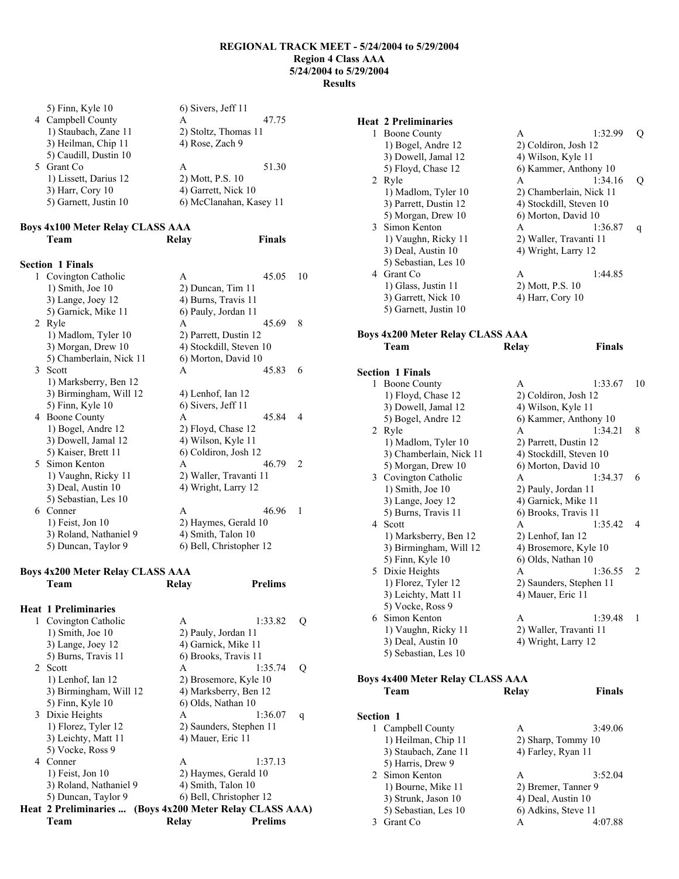## REGIONAL TRACK MEET - 5/24/2004 to 5/29/2004
**Region 4 Class AAA**
**5/24/2004 to 5/29/2004**
**Results**

```
    5) Finn, Kyle 10              6) Sivers, Jeff 11
 4 Campbell County                A                 47.75
    1) Staubach, Zane 11          2) Stoltz, Thomas 11
    3) Heilman, Chip 11           4) Rose, Zach 9
    5) Caudill, Dustin 10
 5 Grant Co                       A                 51.30
    1) Lissett, Darius 12         2) Mott, P.S. 10
    3) Harr, Cory 10              4) Garrett, Nick 10
    5) Garnett, Justin 10         6) McClanahan, Kasey 11
```

### Boys 4x100 Meter Relay CLASS AAA

```
    Team                          Relay             Finals

Section 1 Finals
 1 Covington Catholic             A                 45.05   10
    1) Smith, Joe 10              2) Duncan, Tim 11
    3) Lange, Joey 12             4) Burns, Travis 11
    5) Garnick, Mike 11           6) Pauly, Jordan 11
 2 Ryle                           A                 45.69    8
    1) Madlom, Tyler 10           2) Parrett, Dustin 12
    3) Morgan, Drew 10            4) Stockdill, Steven 10
    5) Chamberlain, Nick 11       6) Morton, David 10
 3 Scott                          A                 45.83    6
    1) Marksberry, Ben 12
    3) Birmingham, Will 12        4) Lenhof, Ian 12
    5) Finn, Kyle 10              6) Sivers, Jeff 11
 4 Boone County                   A                 45.84    4
    1) Bogel, Andre 12            2) Floyd, Chase 12
    3) Dowell, Jamal 12           4) Wilson, Kyle 11
    5) Kaiser, Brett 11           6) Coldiron, Josh 12
 5 Simon Kenton                   A                 46.79    2
    1) Vaughn, Ricky 11           2) Waller, Travanti 11
    3) Deal, Austin 10            4) Wright, Larry 12
    5) Sebastian, Les 10
 6 Conner                         A                 46.96    1
    1) Feist, Jon 10              2) Haymes, Gerald 10
    3) Roland, Nathaniel 9        4) Smith, Talon 10
    5) Duncan, Taylor 9           6) Bell, Christopher 12
```

### Boys 4x200 Meter Relay CLASS AAA

```
    Team                          Relay             Prelims

Heat 1 Preliminaries
 1 Covington Catholic             A               1:33.82   Q
    1) Smith, Joe 10              2) Pauly, Jordan 11
    3) Lange, Joey 12             4) Garnick, Mike 11
    5) Burns, Travis 11           6) Brooks, Travis 11
 2 Scott                          A               1:35.74   Q
    1) Lenhof, Ian 12             2) Brosemore, Kyle 10
    3) Birmingham, Will 12        4) Marksberry, Ben 12
    5) Finn, Kyle 10              6) Olds, Nathan 10
 3 Dixie Heights                  A               1:36.07   q
    1) Florez, Tyler 12           2) Saunders, Stephen 11
    3) Leichty, Matt 11           4) Mauer, Eric 11
    5) Vocke, Ross 9
 4 Conner                         A               1:37.13
    1) Feist, Jon 10              2) Haymes, Gerald 10
    3) Roland, Nathaniel 9        4) Smith, Talon 10
    5) Duncan, Taylor 9           6) Bell, Christopher 12
Heat 2 Preliminaries ... (Boys 4x200 Meter Relay CLASS AAA)
    Team                          Relay             Prelims

Heat 2 Preliminaries
 1 Boone County                   A               1:32.99   Q
    1) Bogel, Andre 12            2) Coldiron, Josh 12
    3) Dowell, Jamal 12           4) Wilson, Kyle 11
    5) Floyd, Chase 12            6) Kammer, Anthony 10
 2 Ryle                           A               1:34.16   Q
    1) Madlom, Tyler 10           2) Chamberlain, Nick 11
    3) Parrett, Dustin 12         4) Stockdill, Steven 10
    5) Morgan, Drew 10            6) Morton, David 10
 3 Simon Kenton                   A               1:36.87   q
    1) Vaughn, Ricky 11           2) Waller, Travanti 11
    3) Deal, Austin 10            4) Wright, Larry 12
    5) Sebastian, Les 10
 4 Grant Co                       A               1:44.85
    1) Glass, Justin 11           2) Mott, P.S. 10
    3) Garrett, Nick 10           4) Harr, Cory 10
    5) Garnett, Justin 10
```

### Boys 4x200 Meter Relay CLASS AAA

```
    Team                          Relay             Finals

Section 1 Finals
 1 Boone County                   A               1:33.67   10
    1) Floyd, Chase 12            2) Coldiron, Josh 12
    3) Dowell, Jamal 12           4) Wilson, Kyle 11
    5) Bogel, Andre 12            6) Kammer, Anthony 10
 2 Ryle                           A               1:34.21    8
    1) Madlom, Tyler 10           2) Parrett, Dustin 12
    3) Chamberlain, Nick 11       4) Stockdill, Steven 10
    5) Morgan, Drew 10            6) Morton, David 10
 3 Covington Catholic             A               1:34.37    6
    1) Smith, Joe 10              2) Pauly, Jordan 11
    3) Lange, Joey 12             4) Garnick, Mike 11
    5) Burns, Travis 11           6) Brooks, Travis 11
 4 Scott                          A               1:35.42    4
    1) Marksberry, Ben 12         2) Lenhof, Ian 12
    3) Birmingham, Will 12        4) Brosemore, Kyle 10
    5) Finn, Kyle 10              6) Olds, Nathan 10
 5 Dixie Heights                  A               1:36.55    2
    1) Florez, Tyler 12           2) Saunders, Stephen 11
    3) Leichty, Matt 11           4) Mauer, Eric 11
    5) Vocke, Ross 9
 6 Simon Kenton                   A               1:39.48    1
    1) Vaughn, Ricky 11           2) Waller, Travanti 11
    3) Deal, Austin 10            4) Wright, Larry 12
    5) Sebastian, Les 10
```

### Boys 4x400 Meter Relay CLASS AAA

```
    Team                          Relay             Finals

Section 1
 1 Campbell County                A               3:49.06
    1) Heilman, Chip 11           2) Sharp, Tommy 10
    3) Staubach, Zane 11          4) Farley, Ryan 11
    5) Harris, Drew 9
 2 Simon Kenton                   A               3:52.04
    1) Bourne, Mike 11            2) Bremer, Tanner 9
    3) Strunk, Jason 10           4) Deal, Austin 10
    5) Sebastian, Les 10          6) Adkins, Steve 11
 3 Grant Co                       A               4:07.88
```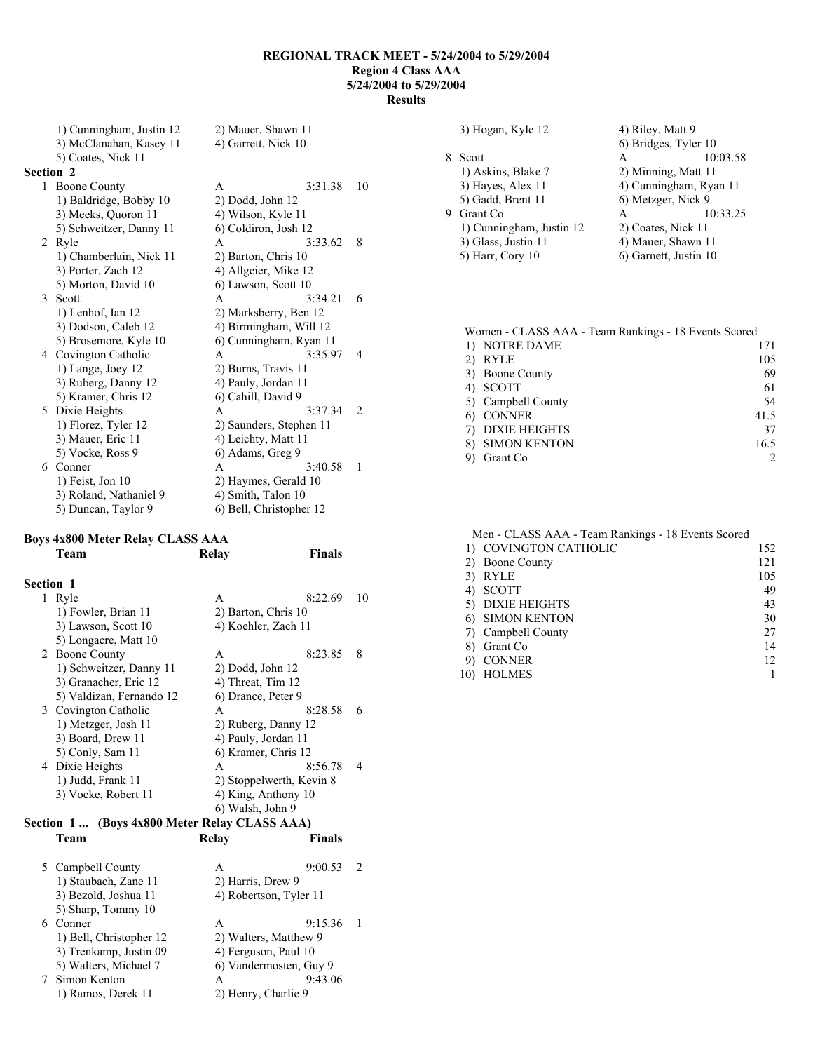**REGIONAL TRACK MEET - 5/24/2004 to 5/29/2004**
**Region 4 Class AAA**
**5/24/2004 to 5/29/2004**
**Results**

1) Cunningham, Justin 12 — 2) Mauer, Shawn 11
3) McClanahan, Kasey 11 — 4) Garrett, Nick 10
5) Coates, Nick 11

**Section 2**

| | Team | Relay | Finals | Points |
|---|---|---|---|---|
| 1 | Boone County | A | 3:31.38 | 10 |
| | 1) Baldridge, Bobby 10 | 2) Dodd, John 12 | | |
| | 3) Meeks, Quoron 11 | 4) Wilson, Kyle 11 | | |
| | 5) Schweitzer, Danny 11 | 6) Coldiron, Josh 12 | | |
| 2 | Ryle | A | 3:33.62 | 8 |
| | 1) Chamberlain, Nick 11 | 2) Barton, Chris 10 | | |
| | 3) Porter, Zach 12 | 4) Allgeier, Mike 12 | | |
| | 5) Morton, David 10 | 6) Lawson, Scott 10 | | |
| 3 | Scott | A | 3:34.21 | 6 |
| | 1) Lenhof, Ian 12 | 2) Marksberry, Ben 12 | | |
| | 3) Dodson, Caleb 12 | 4) Birmingham, Will 12 | | |
| | 5) Brosemore, Kyle 10 | 6) Cunningham, Ryan 11 | | |
| 4 | Covington Catholic | A | 3:35.97 | 4 |
| | 1) Lange, Joey 12 | 2) Burns, Travis 11 | | |
| | 3) Ruberg, Danny 12 | 4) Pauly, Jordan 11 | | |
| | 5) Kramer, Chris 12 | 6) Cahill, David 9 | | |
| 5 | Dixie Heights | A | 3:37.34 | 2 |
| | 1) Florez, Tyler 12 | 2) Saunders, Stephen 11 | | |
| | 3) Mauer, Eric 11 | 4) Leichty, Matt 11 | | |
| | 5) Vocke, Ross 9 | 6) Adams, Greg 9 | | |
| 6 | Conner | A | 3:40.58 | 1 |
| | 1) Feist, Jon 10 | 2) Haymes, Gerald 10 | | |
| | 3) Roland, Nathaniel 9 | 4) Smith, Talon 10 | | |
| | 5) Duncan, Taylor 9 | 6) Bell, Christopher 12 | | |

### Boys 4x800 Meter Relay CLASS AAA

**Section 1**

| | Team | Relay | Finals | Points |
|---|---|---|---|---|
| 1 | Ryle | A | 8:22.69 | 10 |
| | 1) Fowler, Brian 11 | 2) Barton, Chris 10 | | |
| | 3) Lawson, Scott 10 | 4) Koehler, Zach 11 | | |
| | 5) Longacre, Matt 10 | | | |
| 2 | Boone County | A | 8:23.85 | 8 |
| | 1) Schweitzer, Danny 11 | 2) Dodd, John 12 | | |
| | 3) Granacher, Eric 12 | 4) Threat, Tim 12 | | |
| | 5) Valdizan, Fernando 12 | 6) Drance, Peter 9 | | |
| 3 | Covington Catholic | A | 8:28.58 | 6 |
| | 1) Metzger, Josh 11 | 2) Ruberg, Danny 12 | | |
| | 3) Board, Drew 11 | 4) Pauly, Jordan 11 | | |
| | 5) Conly, Sam 11 | 6) Kramer, Chris 12 | | |
| 4 | Dixie Heights | A | 8:56.78 | 4 |
| | 1) Judd, Frank 11 | 2) Stoppelwerth, Kevin 8 | | |
| | 3) Vocke, Robert 11 | 4) King, Anthony 10 | | |
| | | 6) Walsh, John 9 | | |

**Section 1 ... (Boys 4x800 Meter Relay CLASS AAA)**

| | Team | Relay | Finals | Points |
|---|---|---|---|---|
| 5 | Campbell County | A | 9:00.53 | 2 |
| | 1) Staubach, Zane 11 | 2) Harris, Drew 9 | | |
| | 3) Bezold, Joshua 11 | 4) Robertson, Tyler 11 | | |
| | 5) Sharp, Tommy 10 | | | |
| 6 | Conner | A | 9:15.36 | 1 |
| | 1) Bell, Christopher 12 | 2) Walters, Matthew 9 | | |
| | 3) Trenkamp, Justin 09 | 4) Ferguson, Paul 10 | | |
| | 5) Walters, Michael 7 | 6) Vandermosten, Guy 9 | | |
| 7 | Simon Kenton | A | 9:43.06 | |
| | 1) Ramos, Derek 11 | 2) Henry, Charlie 9 | | |
| | 3) Hogan, Kyle 12 | 4) Riley, Matt 9 | | |
| | | 6) Bridges, Tyler 10 | | |
| 8 | Scott | A | 10:03.58 | |
| | 1) Askins, Blake 7 | 2) Minning, Matt 11 | | |
| | 3) Hayes, Alex 11 | 4) Cunningham, Ryan 11 | | |
| | 5) Gadd, Brent 11 | 6) Metzger, Nick 9 | | |
| 9 | Grant Co | A | 10:33.25 | |
| | 1) Cunningham, Justin 12 | 2) Coates, Nick 11 | | |
| | 3) Glass, Justin 11 | 4) Mauer, Shawn 11 | | |
| | 5) Harr, Cory 10 | 6) Garnett, Justin 10 | | |

Women - CLASS AAA - Team Rankings - 18 Events Scored

| | Team | Points |
|---|---|---|
| 1) | NOTRE DAME | 171 |
| 2) | RYLE | 105 |
| 3) | Boone County | 69 |
| 4) | SCOTT | 61 |
| 5) | Campbell County | 54 |
| 6) | CONNER | 41.5 |
| 7) | DIXIE HEIGHTS | 37 |
| 8) | SIMON KENTON | 16.5 |
| 9) | Grant Co | 2 |

Men - CLASS AAA - Team Rankings - 18 Events Scored

| | Team | Points |
|---|---|---|
| 1) | COVINGTON CATHOLIC | 152 |
| 2) | Boone County | 121 |
| 3) | RYLE | 105 |
| 4) | SCOTT | 49 |
| 5) | DIXIE HEIGHTS | 43 |
| 6) | SIMON KENTON | 30 |
| 7) | Campbell County | 27 |
| 8) | Grant Co | 14 |
| 9) | CONNER | 12 |
| 10) | HOLMES | 1 |